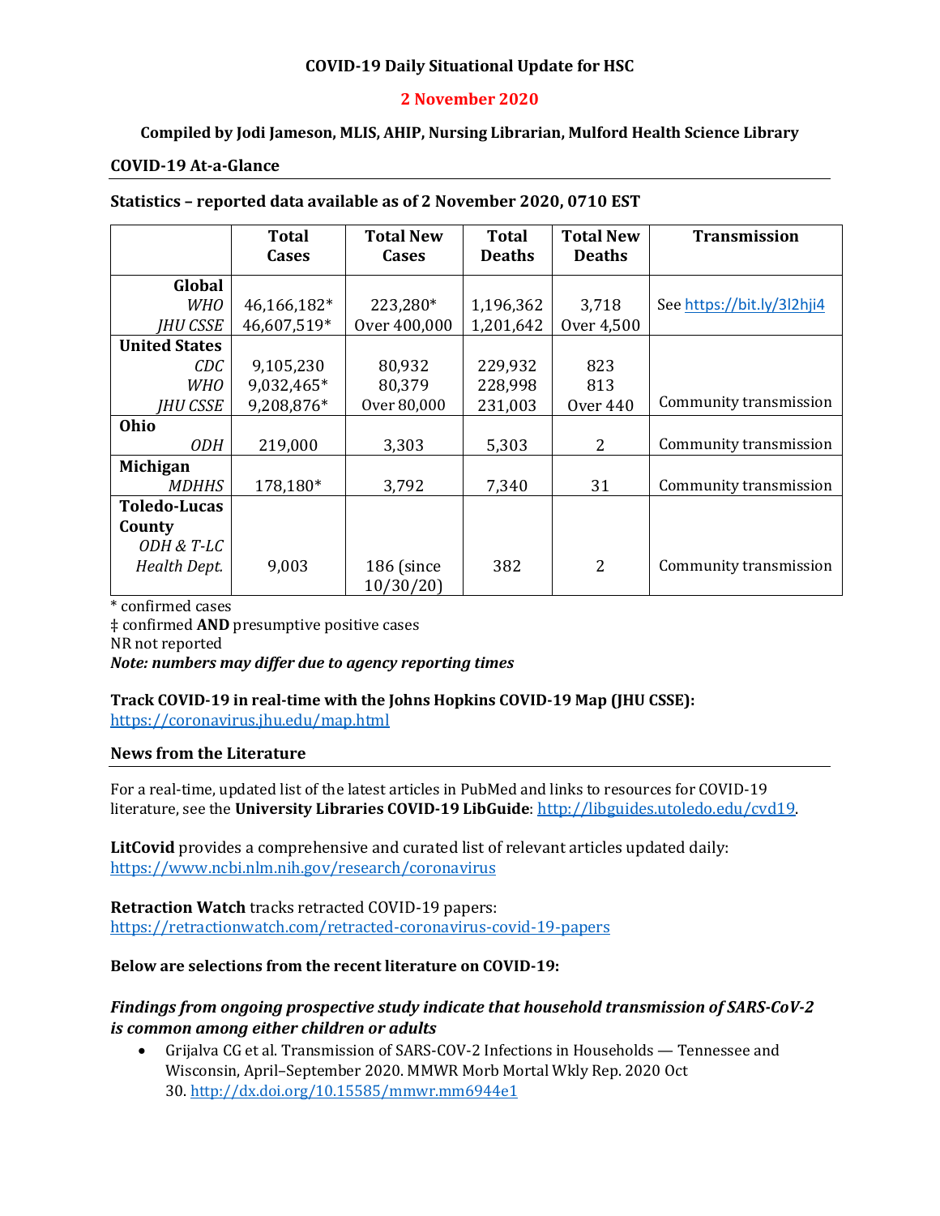**COVID-19 Daily Situational Update for HSC**

**2 November 2020**

**Compiled by Jodi Jameson, MLIS, AHIP, Nursing Librarian, Mulford Health Science Library**

## COVID-19 At-a-Glance

**Statistics – reported data available as of 2 November 2020, 0710 EST**

| | Total Cases | Total New Cases | Total Deaths | Total New Deaths | Transmission |
|---|---|---|---|---|---|
| **Global** | | | | | |
| *WHO* | 46,166,182* | 223,280* | 1,196,362 | 3,718 | See https://bit.ly/3l2hji4 |
| *JHU CSSE* | 46,607,519* | Over 400,000 | 1,201,642 | Over 4,500 | |
| **United States** | | | | | |
| *CDC* | 9,105,230 | 80,932 | 229,932 | 823 | |
| *WHO* | 9,032,465* | 80,379 | 228,998 | 813 | |
| *JHU CSSE* | 9,208,876* | Over 80,000 | 231,003 | Over 440 | Community transmission |
| **Ohio** | | | | | |
| *ODH* | 219,000 | 3,303 | 5,303 | 2 | Community transmission |
| **Michigan** | | | | | |
| *MDHHS* | 178,180* | 3,792 | 7,340 | 31 | Community transmission |
| **Toledo-Lucas County** | | | | | |
| *ODH & T-LC Health Dept.* | 9,003 | 186 (since 10/30/20) | 382 | 2 | Community transmission |

\* confirmed cases
‡ confirmed **AND** presumptive positive cases
NR not reported
***Note: numbers may differ due to agency reporting times***

**Track COVID-19 in real-time with the Johns Hopkins COVID-19 Map (JHU CSSE):**
https://coronavirus.jhu.edu/map.html

## News from the Literature

For a real-time, updated list of the latest articles in PubMed and links to resources for COVID-19 literature, see the **University Libraries COVID-19 LibGuide**: http://libguides.utoledo.edu/cvd19.

**LitCovid** provides a comprehensive and curated list of relevant articles updated daily:
https://www.ncbi.nlm.nih.gov/research/coronavirus

**Retraction Watch** tracks retracted COVID-19 papers:
https://retractionwatch.com/retracted-coronavirus-covid-19-papers

**Below are selections from the recent literature on COVID-19:**

***Findings from ongoing prospective study indicate that household transmission of SARS-CoV-2 is common among either children or adults***

- Grijalva CG et al. Transmission of SARS-COV-2 Infections in Households — Tennessee and Wisconsin, April–September 2020. MMWR Morb Mortal Wkly Rep. 2020 Oct 30. http://dx.doi.org/10.15585/mmwr.mm6944e1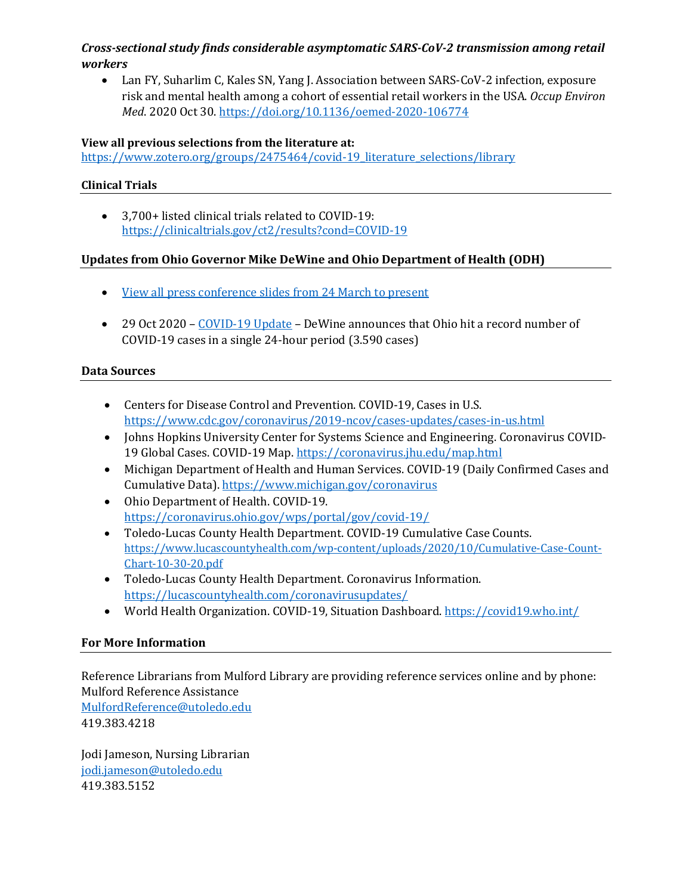***Cross-sectional study finds considerable asymptomatic SARS-CoV-2 transmission among retail workers***

- Lan FY, Suharlim C, Kales SN, Yang J. Association between SARS-CoV-2 infection, exposure risk and mental health among a cohort of essential retail workers in the USA. *Occup Environ Med*. 2020 Oct 30. https://doi.org/10.1136/oemed-2020-106774

**View all previous selections from the literature at:**
https://www.zotero.org/groups/2475464/covid-19_literature_selections/library

## Clinical Trials

- 3,700+ listed clinical trials related to COVID-19: https://clinicaltrials.gov/ct2/results?cond=COVID-19

## Updates from Ohio Governor Mike DeWine and Ohio Department of Health (ODH)

- View all press conference slides from 24 March to present
- 29 Oct 2020 – COVID-19 Update – DeWine announces that Ohio hit a record number of COVID-19 cases in a single 24-hour period (3.590 cases)

## Data Sources

- Centers for Disease Control and Prevention. COVID-19, Cases in U.S. https://www.cdc.gov/coronavirus/2019-ncov/cases-updates/cases-in-us.html
- Johns Hopkins University Center for Systems Science and Engineering. Coronavirus COVID-19 Global Cases. COVID-19 Map. https://coronavirus.jhu.edu/map.html
- Michigan Department of Health and Human Services. COVID-19 (Daily Confirmed Cases and Cumulative Data). https://www.michigan.gov/coronavirus
- Ohio Department of Health. COVID-19. https://coronavirus.ohio.gov/wps/portal/gov/covid-19/
- Toledo-Lucas County Health Department. COVID-19 Cumulative Case Counts. https://www.lucascountyhealth.com/wp-content/uploads/2020/10/Cumulative-Case-Count-Chart-10-30-20.pdf
- Toledo-Lucas County Health Department. Coronavirus Information. https://lucascountyhealth.com/coronavirusupdates/
- World Health Organization. COVID-19, Situation Dashboard. https://covid19.who.int/

## For More Information

Reference Librarians from Mulford Library are providing reference services online and by phone:
Mulford Reference Assistance
MulfordReference@utoledo.edu
419.383.4218

Jodi Jameson, Nursing Librarian
jodi.jameson@utoledo.edu
419.383.5152